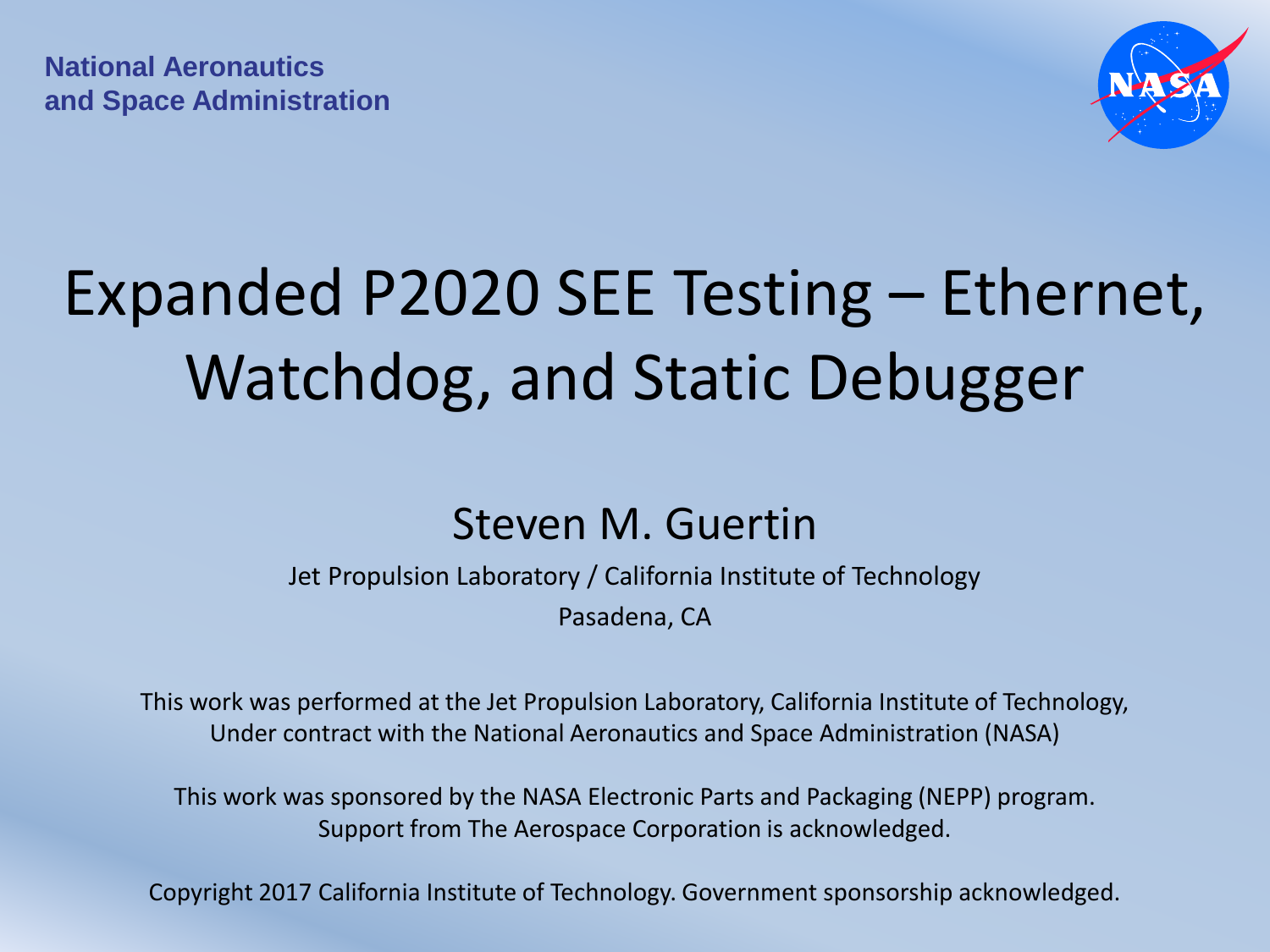National Aeronautics
and Space Administration

# Expanded P2020 SEE Testing – Ethernet, Watchdog, and Static Debugger

## Steven M. Guertin

Jet Propulsion Laboratory / California Institute of Technology

Pasadena, CA

This work was performed at the Jet Propulsion Laboratory, California Institute of Technology, Under contract with the National Aeronautics and Space Administration (NASA)

This work was sponsored by the NASA Electronic Parts and Packaging (NEPP) program. Support from The Aerospace Corporation is acknowledged.

Copyright 2017 California Institute of Technology. Government sponsorship acknowledged.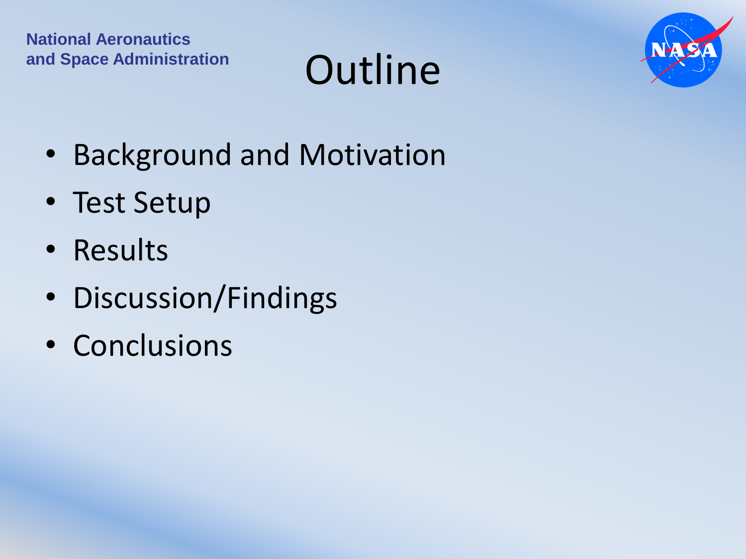# Outline

- Background and Motivation
- Test Setup
- Results
- Discussion/Findings
- Conclusions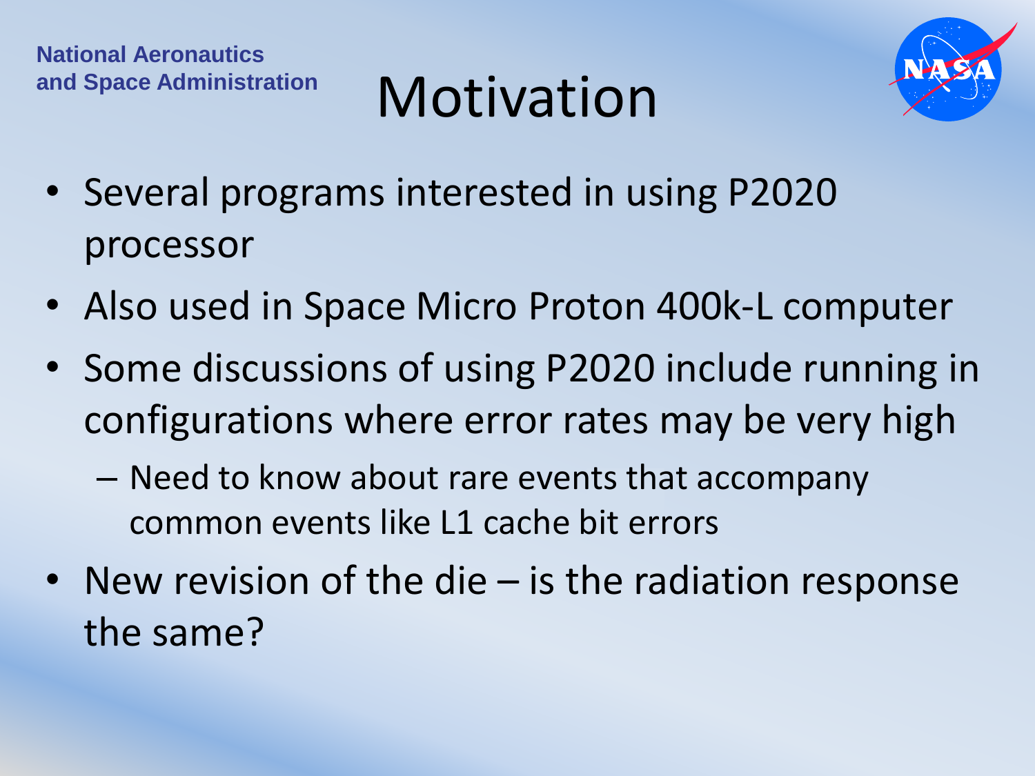# Motivation

- Several programs interested in using P2020 processor
- Also used in Space Micro Proton 400k-L computer
- Some discussions of using P2020 include running in configurations where error rates may be very high
  - Need to know about rare events that accompany common events like L1 cache bit errors
- New revision of the die – is the radiation response the same?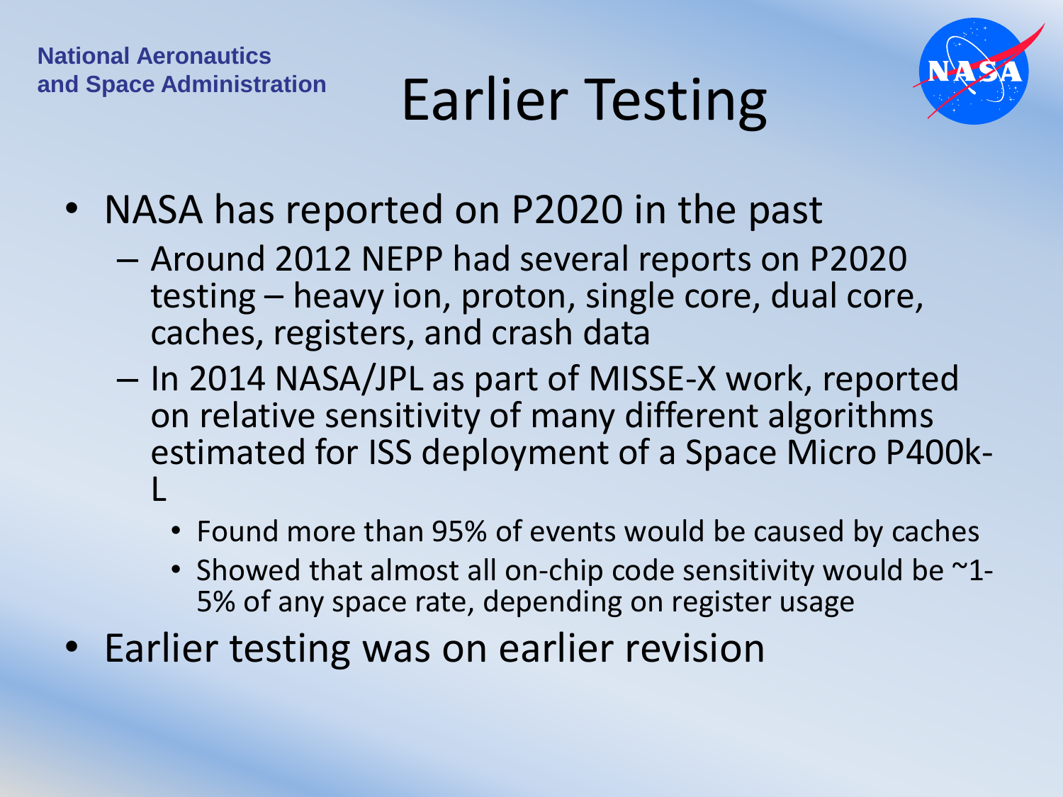National Aeronautics and Space Administration

# Earlier Testing

- NASA has reported on P2020 in the past
  - Around 2012 NEPP had several reports on P2020 testing – heavy ion, proton, single core, dual core, caches, registers, and crash data
  - In 2014 NASA/JPL as part of MISSE-X work, reported on relative sensitivity of many different algorithms estimated for ISS deployment of a Space Micro P400k-L
    - Found more than 95% of events would be caused by caches
    - Showed that almost all on-chip code sensitivity would be ~1-5% of any space rate, depending on register usage
- Earlier testing was on earlier revision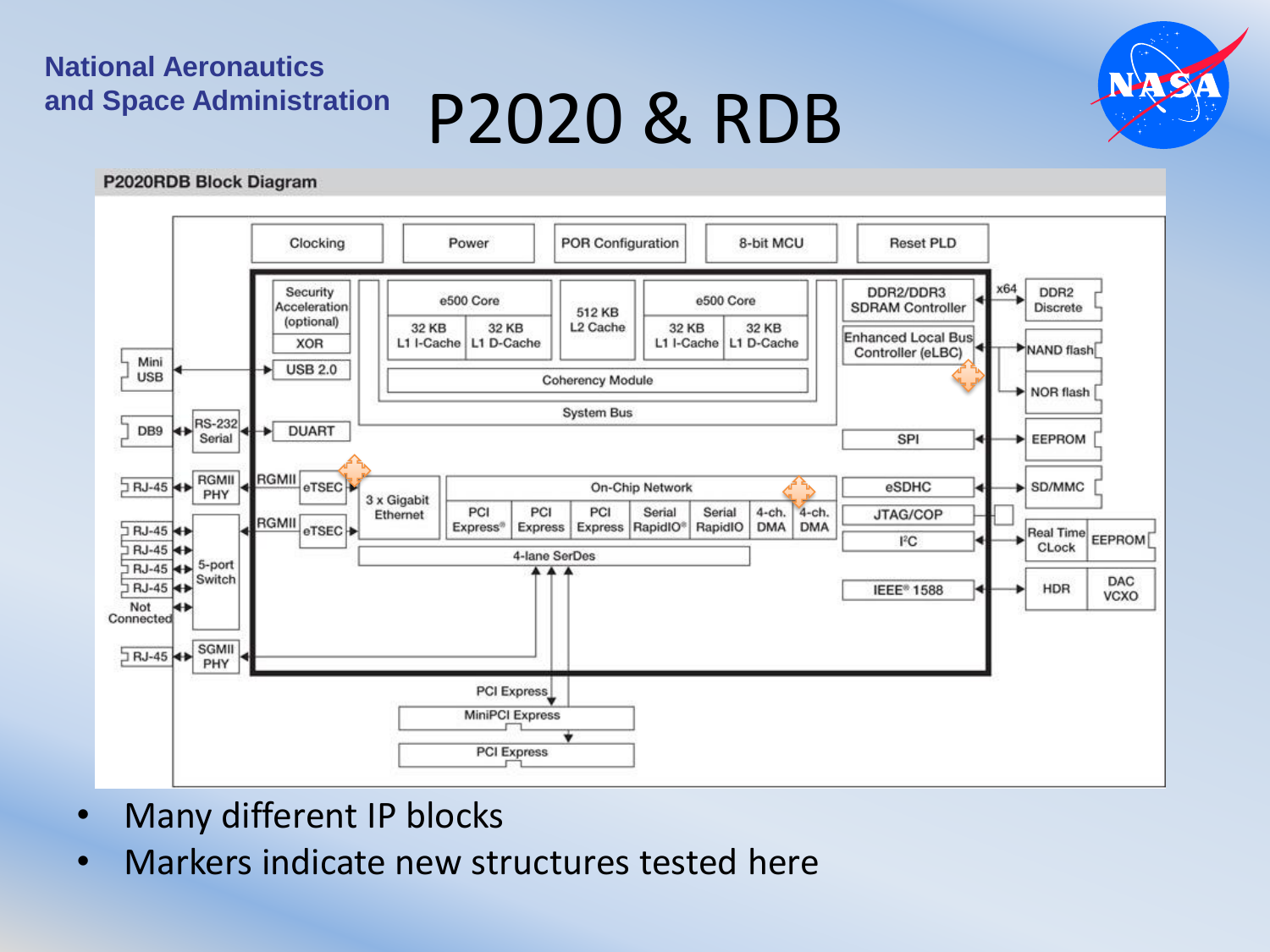# P2020 & RDB

P2020RDB Block Diagram

- Many different IP blocks
- Markers indicate new structures tested here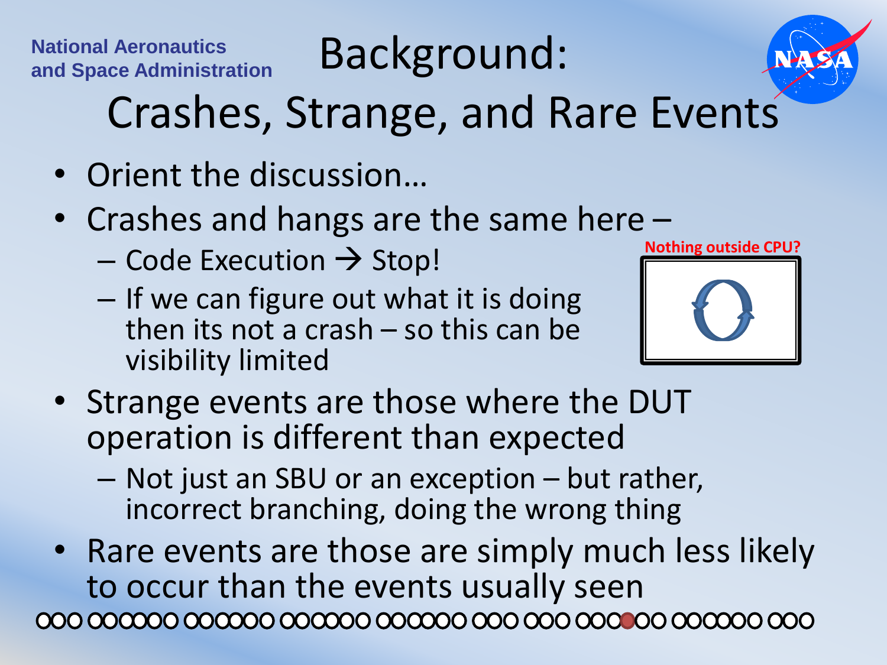# Background: Crashes, Strange, and Rare Events

- Orient the discussion…
- Crashes and hangs are the same here –
  - Code Execution → Stop!
  - If we can figure out what it is doing then its not a crash – so this can be visibility limited

**Nothing outside CPU?**

- Strange events are those where the DUT operation is different than expected
  - Not just an SBU or an exception – but rather, incorrect branching, doing the wrong thing
- Rare events are those are simply much less likely to occur than the events usually seen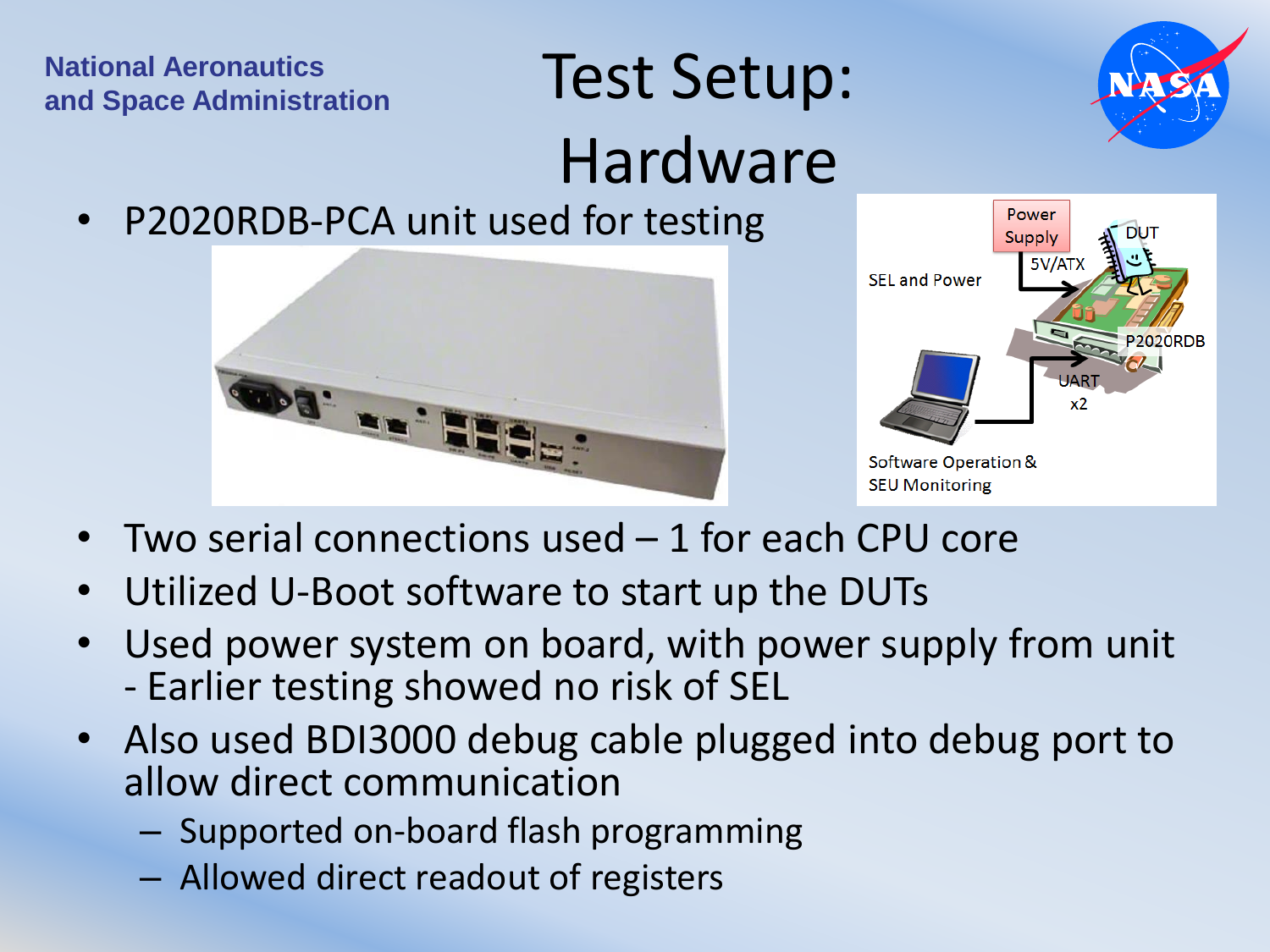National Aeronautics and Space Administration

# Test Setup: Hardware

- P2020RDB-PCA unit used for testing
- Two serial connections used – 1 for each CPU core
- Utilized U-Boot software to start up the DUTs
- Used power system on board, with power supply from unit - Earlier testing showed no risk of SEL
- Also used BDI3000 debug cable plugged into debug port to allow direct communication
  - Supported on-board flash programming
  - Allowed direct readout of registers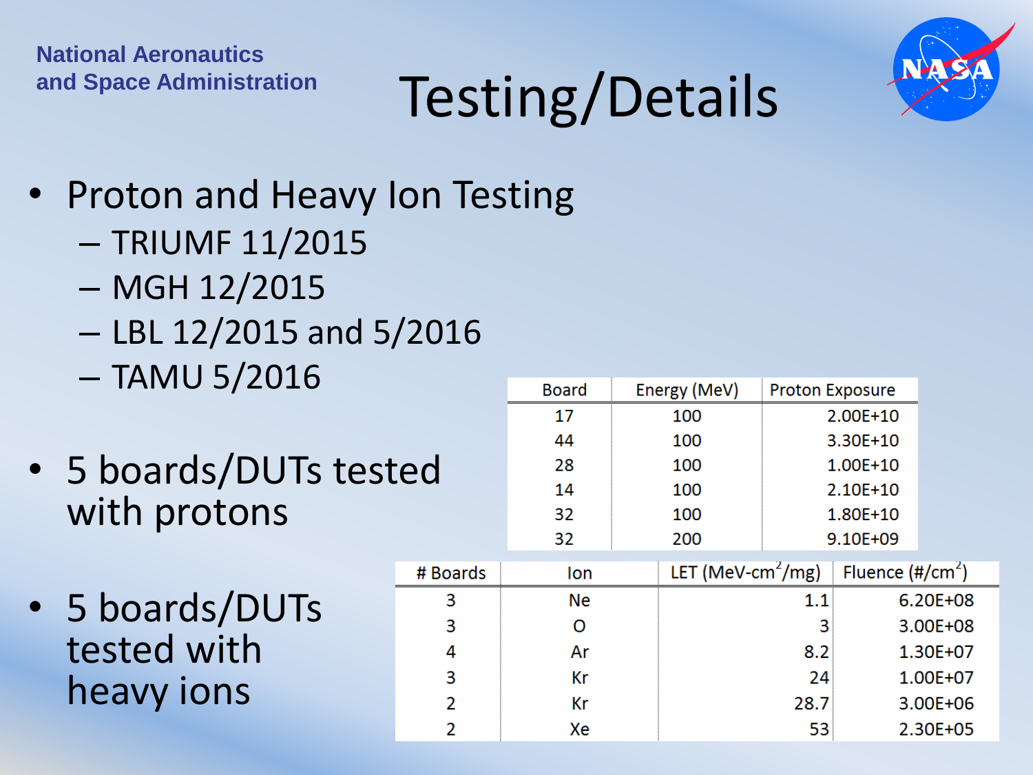# Testing/Details

- Proton and Heavy Ion Testing
  - TRIUMF 11/2015
  - MGH 12/2015
  - LBL 12/2015 and 5/2016
  - TAMU 5/2016

- 5 boards/DUTs tested with protons

| Board | Energy (MeV) | Proton Exposure |
|---|---|---|
| 17 | 100 | 2.00E+10 |
| 44 | 100 | 3.30E+10 |
| 28 | 100 | 1.00E+10 |
| 14 | 100 | 2.10E+10 |
| 32 | 100 | 1.80E+10 |
| 32 | 200 | 9.10E+09 |

- 5 boards/DUTs tested with heavy ions

| # Boards | Ion | LET (MeV-cm$^2$/mg) | Fluence (#/cm$^2$) |
|---|---|---|---|
| 3 | Ne | 1.1 | 6.20E+08 |
| 3 | O | 3 | 3.00E+08 |
| 4 | Ar | 8.2 | 1.30E+07 |
| 3 | Kr | 24 | 1.00E+07 |
| 2 | Kr | 28.7 | 3.00E+06 |
| 2 | Xe | 53 | 2.30E+05 |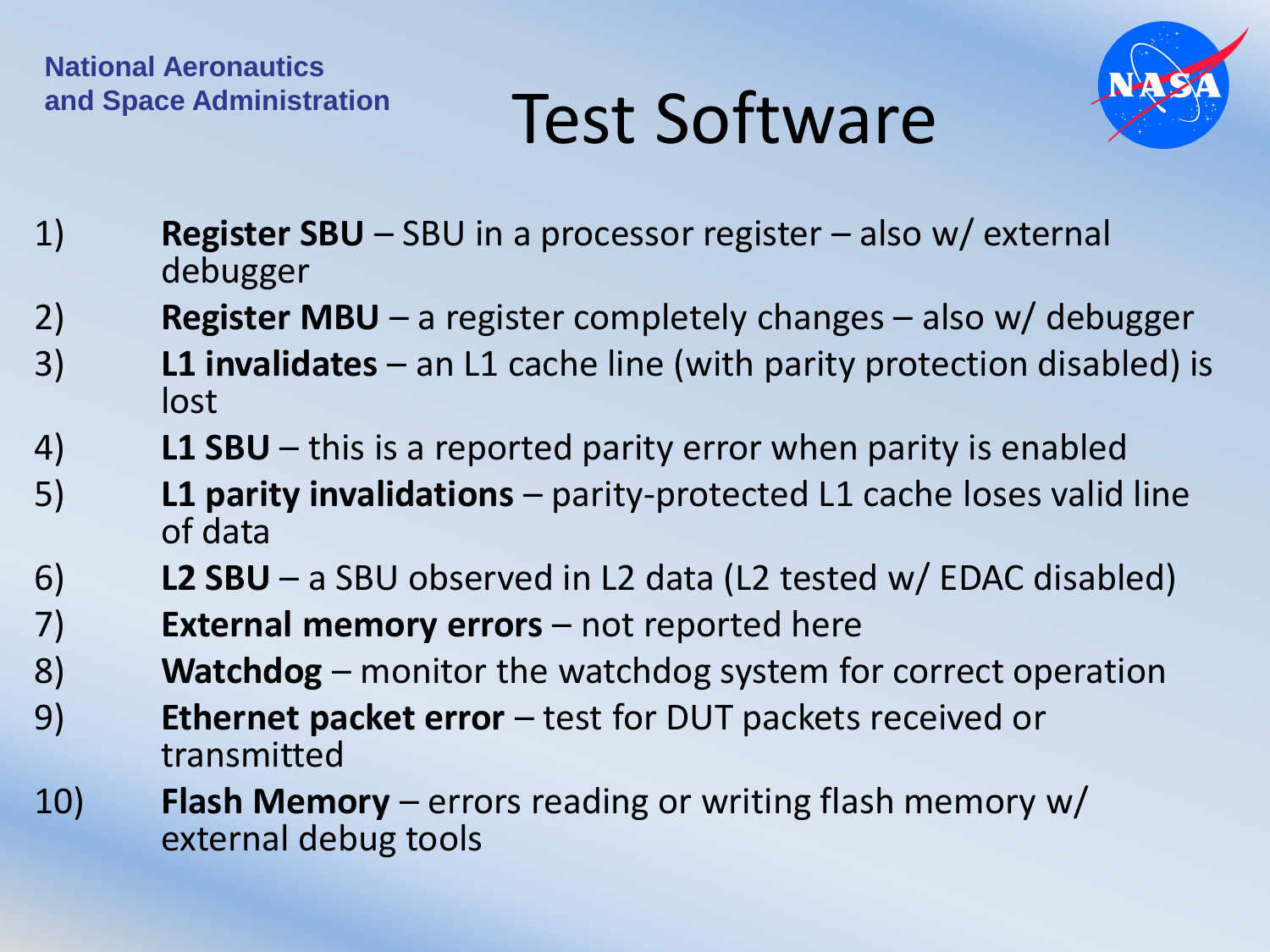# Test Software

1) **Register SBU** – SBU in a processor register – also w/ external debugger
2) **Register MBU** – a register completely changes – also w/ debugger
3) **L1 invalidates** – an L1 cache line (with parity protection disabled) is lost
4) **L1 SBU** – this is a reported parity error when parity is enabled
5) **L1 parity invalidations** – parity-protected L1 cache loses valid line of data
6) **L2 SBU** – a SBU observed in L2 data (L2 tested w/ EDAC disabled)
7) **External memory errors** – not reported here
8) **Watchdog** – monitor the watchdog system for correct operation
9) **Ethernet packet error** – test for DUT packets received or transmitted
10) **Flash Memory** – errors reading or writing flash memory w/ external debug tools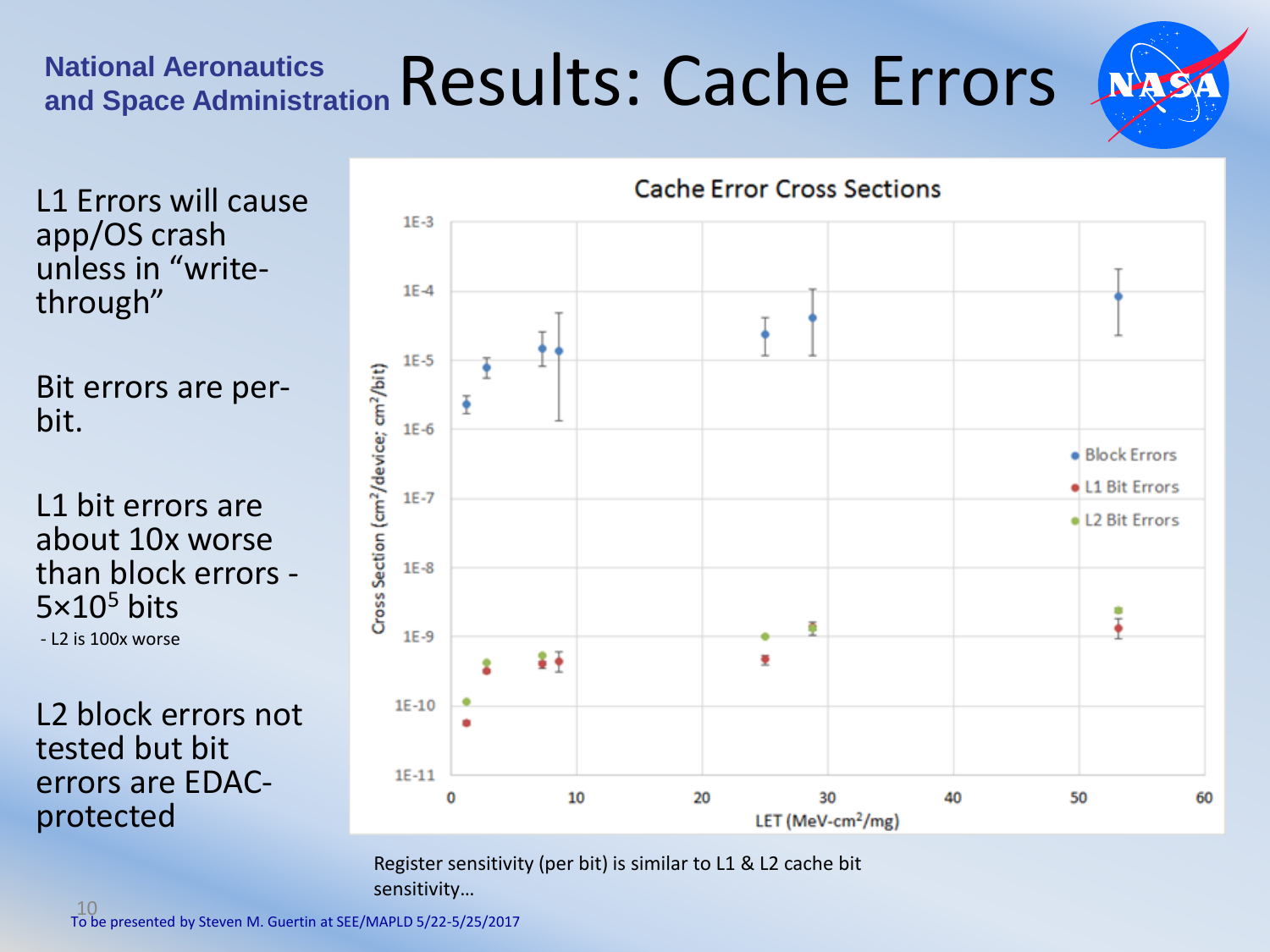# Results: Cache Errors

National Aeronautics and Space Administration

L1 Errors will cause app/OS crash unless in "write-through"

Bit errors are per-bit.

L1 bit errors are about 10x worse than block errors - $5\times10^5$ bits

- L2 is 100x worse

L2 block errors not tested but bit errors are EDAC-protected

**Cache Error Cross Sections**

Register sensitivity (per bit) is similar to L1 & L2 cache bit sensitivity…

To be presented by Steven M. Guertin at SEE/MAPLD 5/22-5/25/2017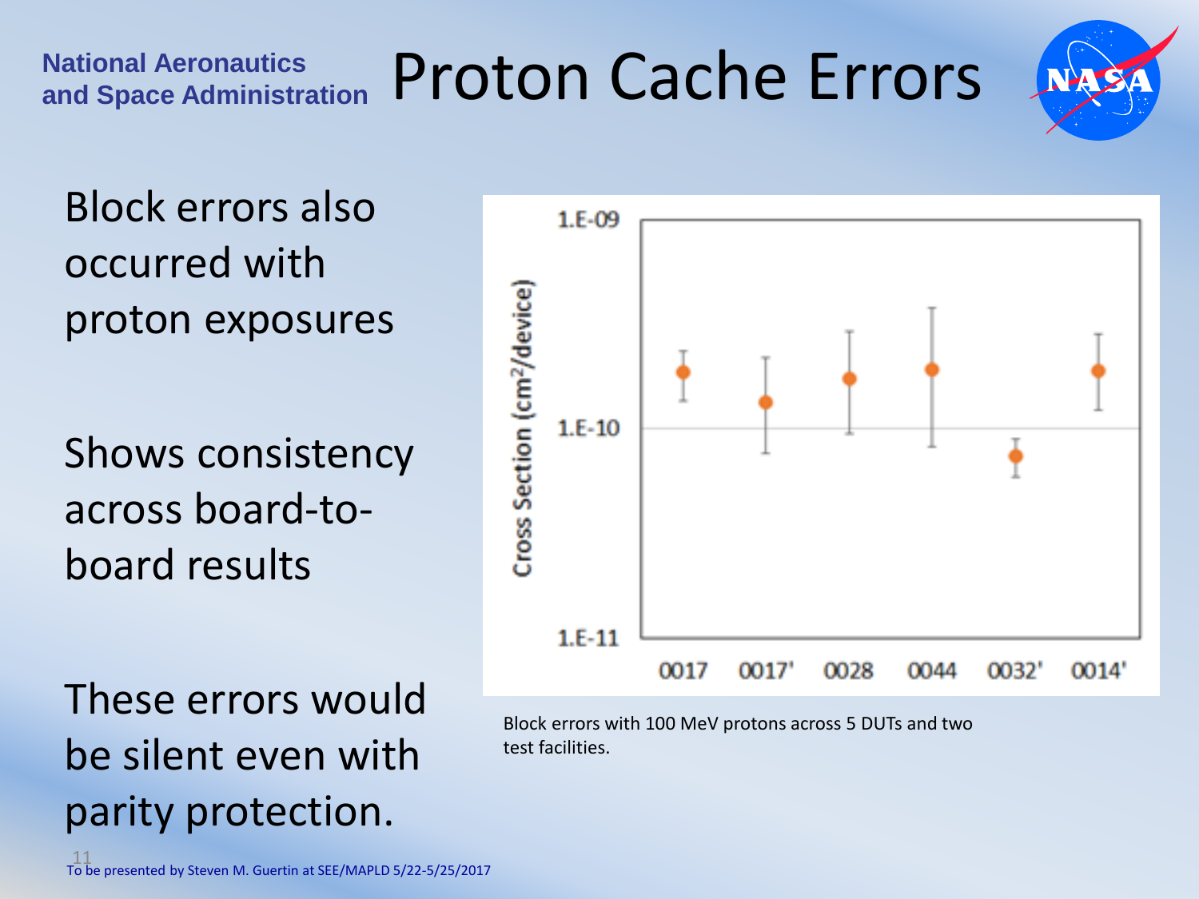# Proton Cache Errors

Block errors also occurred with proton exposures

Shows consistency across board-to-board results

These errors would be silent even with parity protection.

Block errors with 100 MeV protons across 5 DUTs and two test facilities.

To be presented by Steven M. Guertin at SEE/MAPLD 5/22-5/25/2017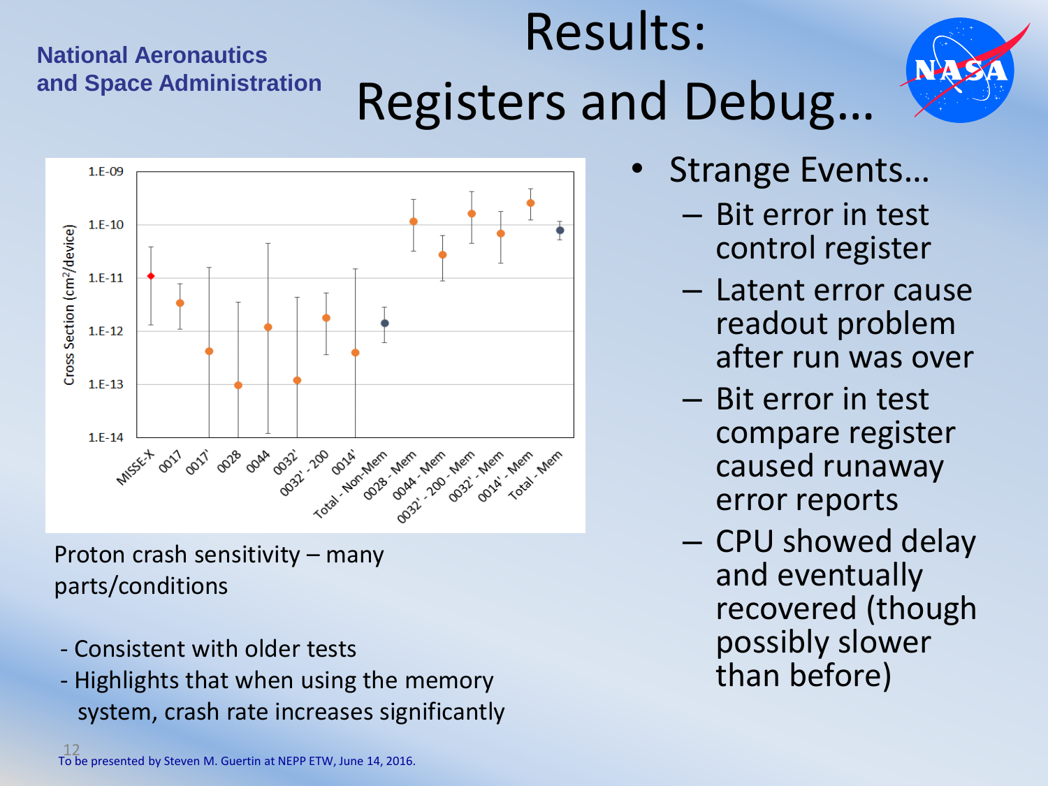# Results: Registers and Debug…

Proton crash sensitivity – many parts/conditions

- Consistent with older tests
- Highlights that when using the memory system, crash rate increases significantly

- Strange Events…
  - Bit error in test control register
  - Latent error cause readout problem after run was over
  - Bit error in test compare register caused runaway error reports
  - CPU showed delay and eventually recovered (though possibly slower than before)

To be presented by Steven M. Guertin at NEPP ETW, June 14, 2016.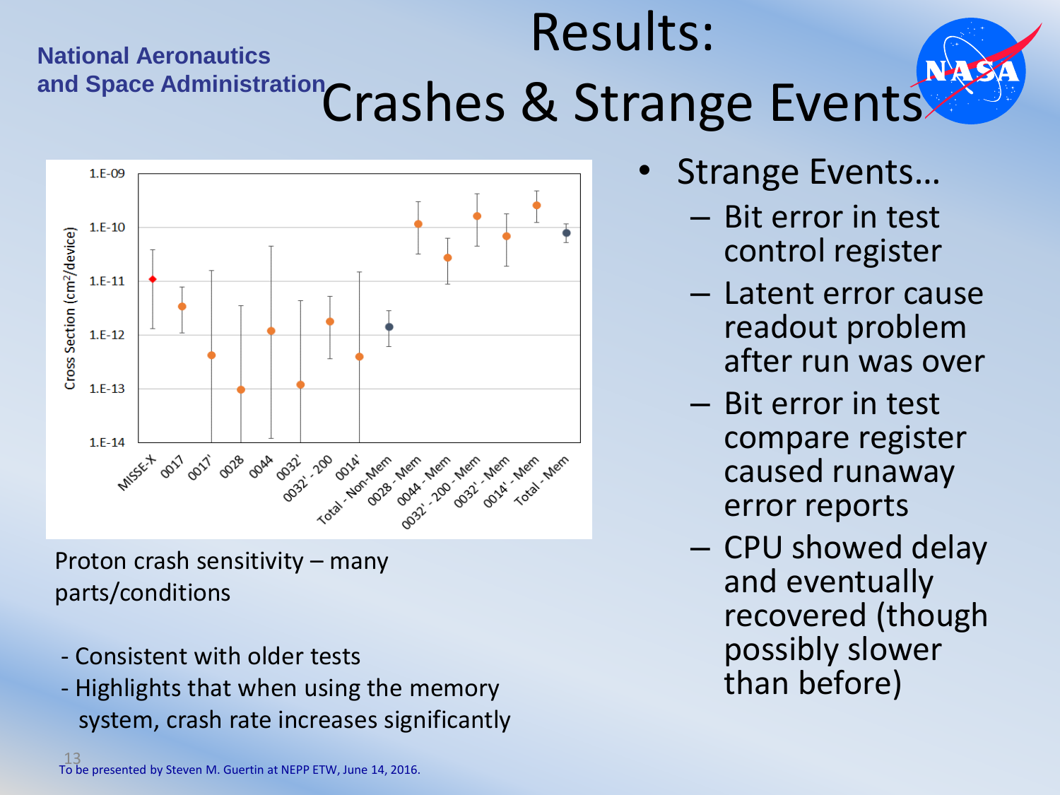# Results: Crashes & Strange Events

Proton crash sensitivity – many parts/conditions

- Consistent with older tests
- Highlights that when using the memory system, crash rate increases significantly

- Strange Events…
  - Bit error in test control register
  - Latent error cause readout problem after run was over
  - Bit error in test compare register caused runaway error reports
  - CPU showed delay and eventually recovered (though possibly slower than before)

To be presented by Steven M. Guertin at NEPP ETW, June 14, 2016.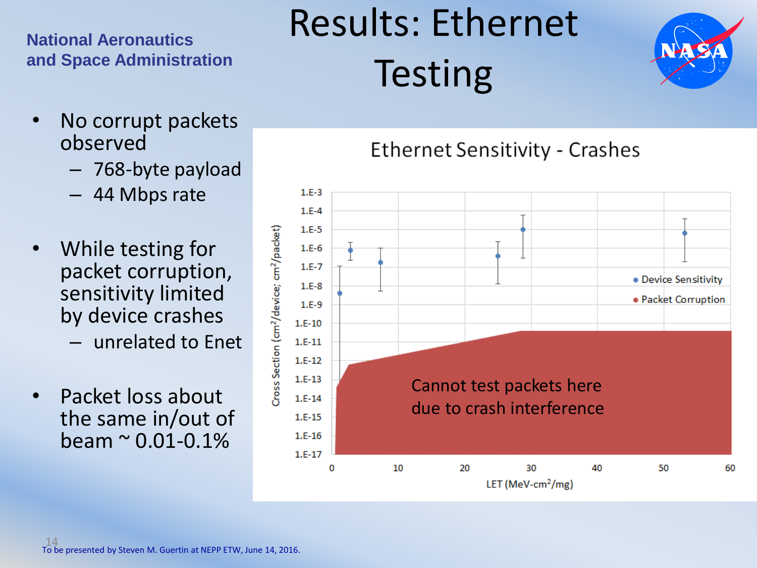National Aeronautics and Space Administration

# Results: Ethernet Testing

- No corrupt packets observed
  - 768-byte payload
  - 44 Mbps rate
- While testing for packet corruption, sensitivity limited by device crashes
  - unrelated to Enet
- Packet loss about the same in/out of beam ~ 0.01-0.1%

Ethernet Sensitivity - Crashes

Cannot test packets here due to crash interference

To be presented by Steven M. Guertin at NEPP ETW, June 14, 2016.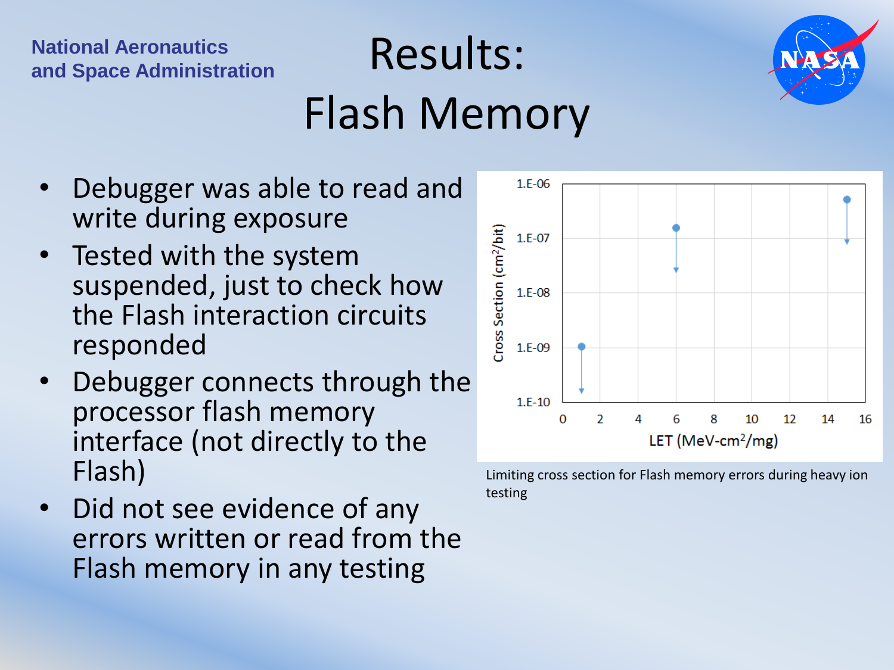National Aeronautics and Space Administration

# Results: Flash Memory

- Debugger was able to read and write during exposure
- Tested with the system suspended, just to check how the Flash interaction circuits responded
- Debugger connects through the processor flash memory interface (not directly to the Flash)
- Did not see evidence of any errors written or read from the Flash memory in any testing

Limiting cross section for Flash memory errors during heavy ion testing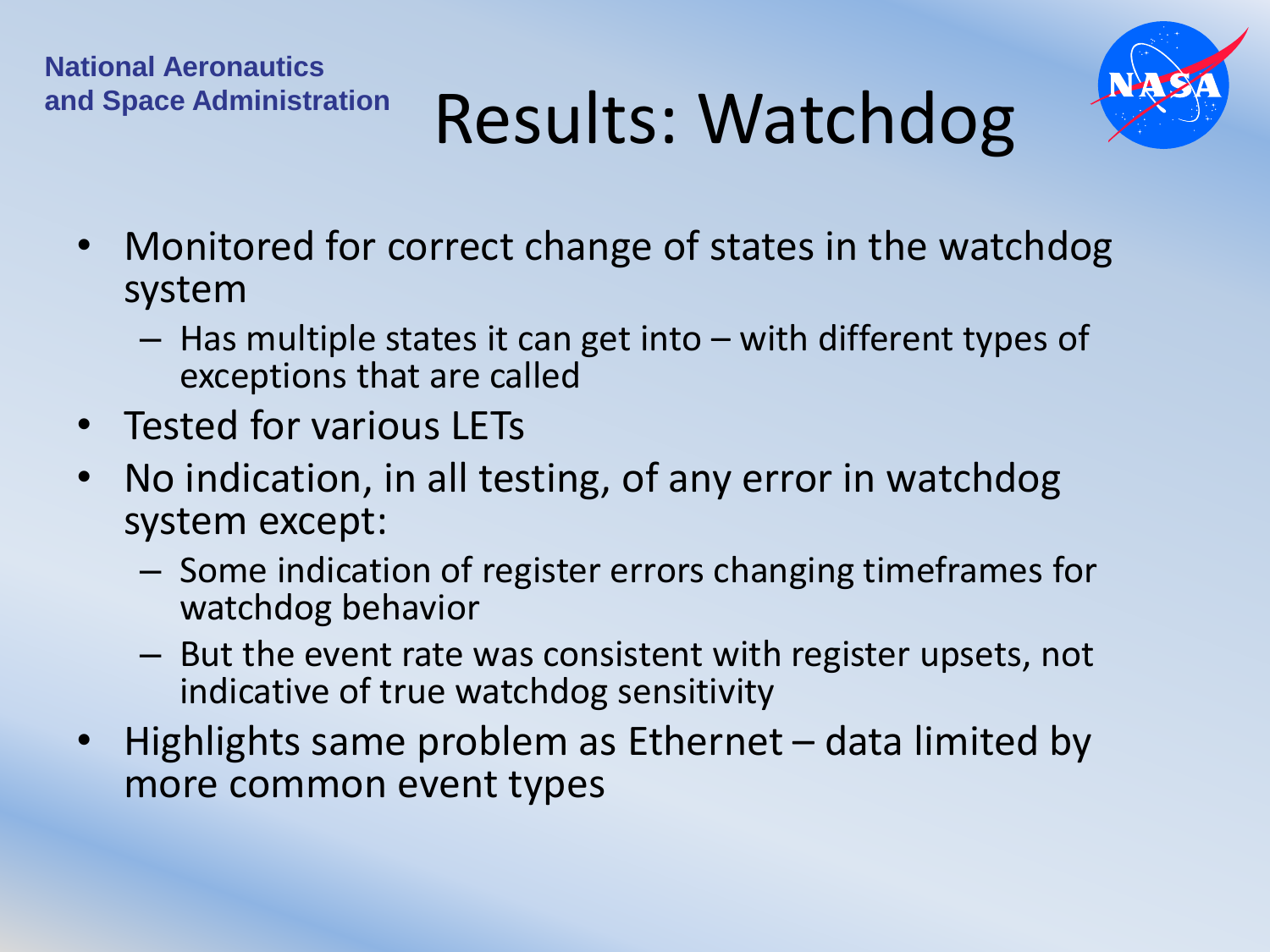# Results: Watchdog

- Monitored for correct change of states in the watchdog system
  - Has multiple states it can get into – with different types of exceptions that are called
- Tested for various LETs
- No indication, in all testing, of any error in watchdog system except:
  - Some indication of register errors changing timeframes for watchdog behavior
  - But the event rate was consistent with register upsets, not indicative of true watchdog sensitivity
- Highlights same problem as Ethernet – data limited by more common event types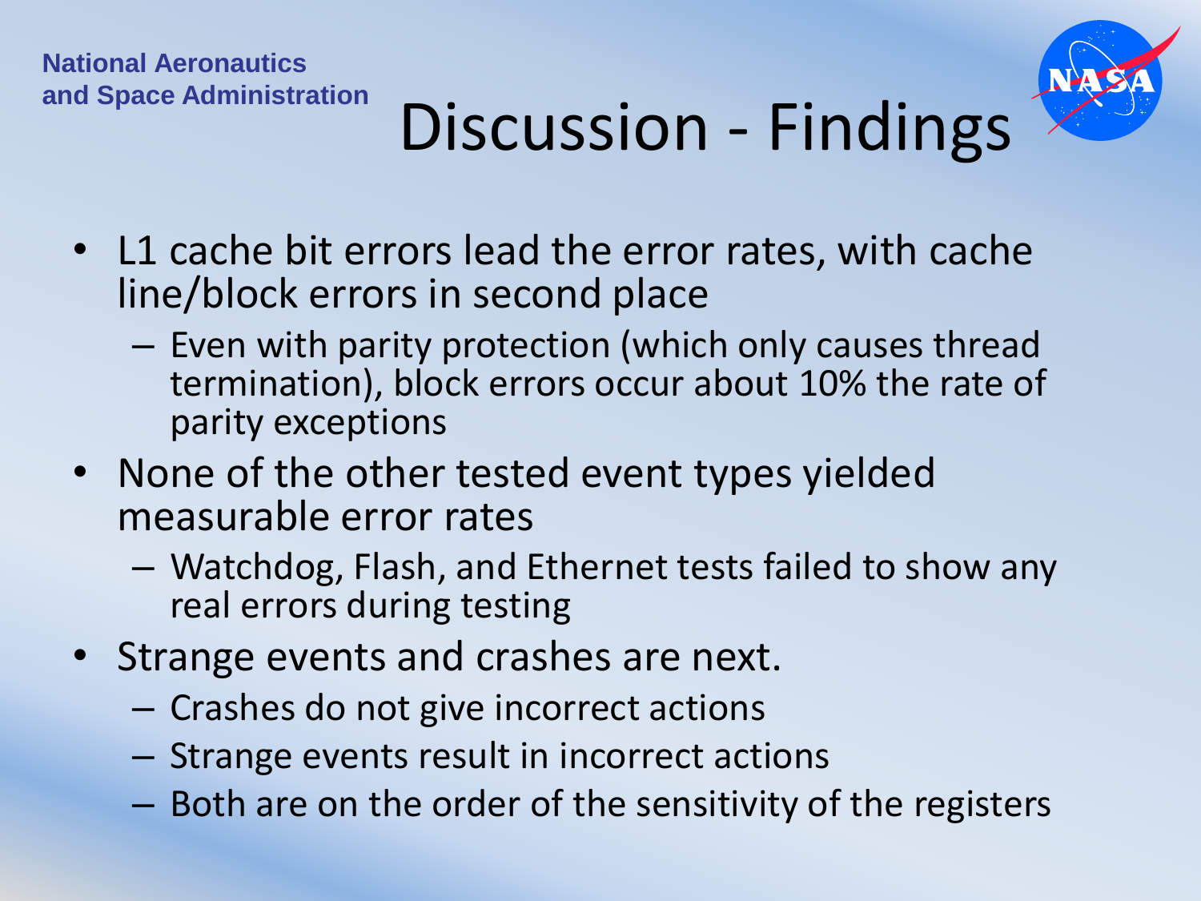# Discussion - Findings

- L1 cache bit errors lead the error rates, with cache line/block errors in second place
  - Even with parity protection (which only causes thread termination), block errors occur about 10% the rate of parity exceptions
- None of the other tested event types yielded measurable error rates
  - Watchdog, Flash, and Ethernet tests failed to show any real errors during testing
- Strange events and crashes are next.
  - Crashes do not give incorrect actions
  - Strange events result in incorrect actions
  - Both are on the order of the sensitivity of the registers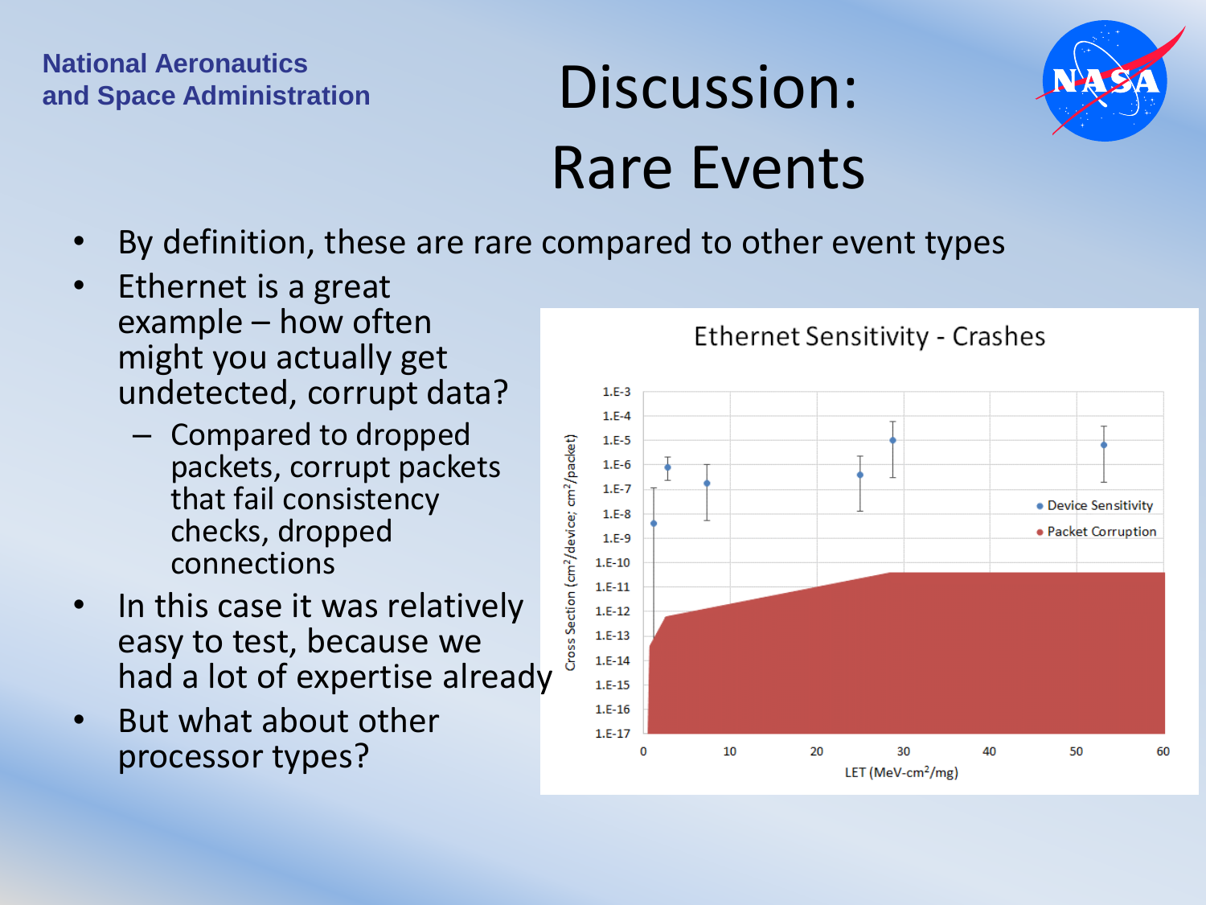# Discussion: Rare Events

- By definition, these are rare compared to other event types
- Ethernet is a great example – how often might you actually get undetected, corrupt data?
  - Compared to dropped packets, corrupt packets that fail consistency checks, dropped connections
- In this case it was relatively easy to test, because we had a lot of expertise already
- But what about other processor types?

**Ethernet Sensitivity - Crashes**

Y-axis: Cross Section (cm²/device; cm²/packet), from 1.E-17 to 1.E-3
X-axis: LET (MeV-cm²/mg), from 0 to 60

Legend:
- Device Sensitivity
- Packet Corruption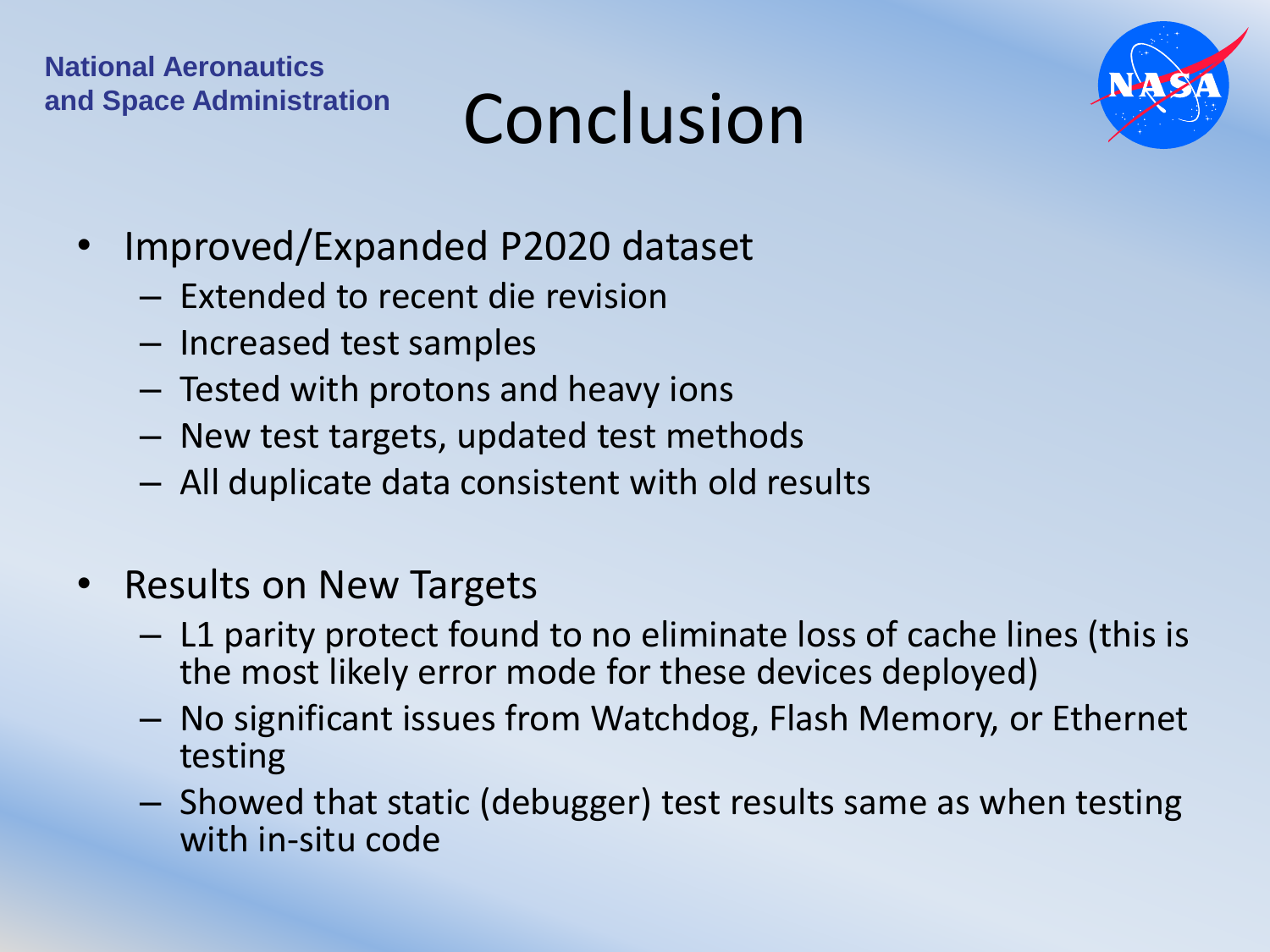National Aeronautics and Space Administration

# Conclusion

- Improved/Expanded P2020 dataset
  - Extended to recent die revision
  - Increased test samples
  - Tested with protons and heavy ions
  - New test targets, updated test methods
  - All duplicate data consistent with old results
- Results on New Targets
  - L1 parity protect found to no eliminate loss of cache lines (this is the most likely error mode for these devices deployed)
  - No significant issues from Watchdog, Flash Memory, or Ethernet testing
  - Showed that static (debugger) test results same as when testing with in-situ code